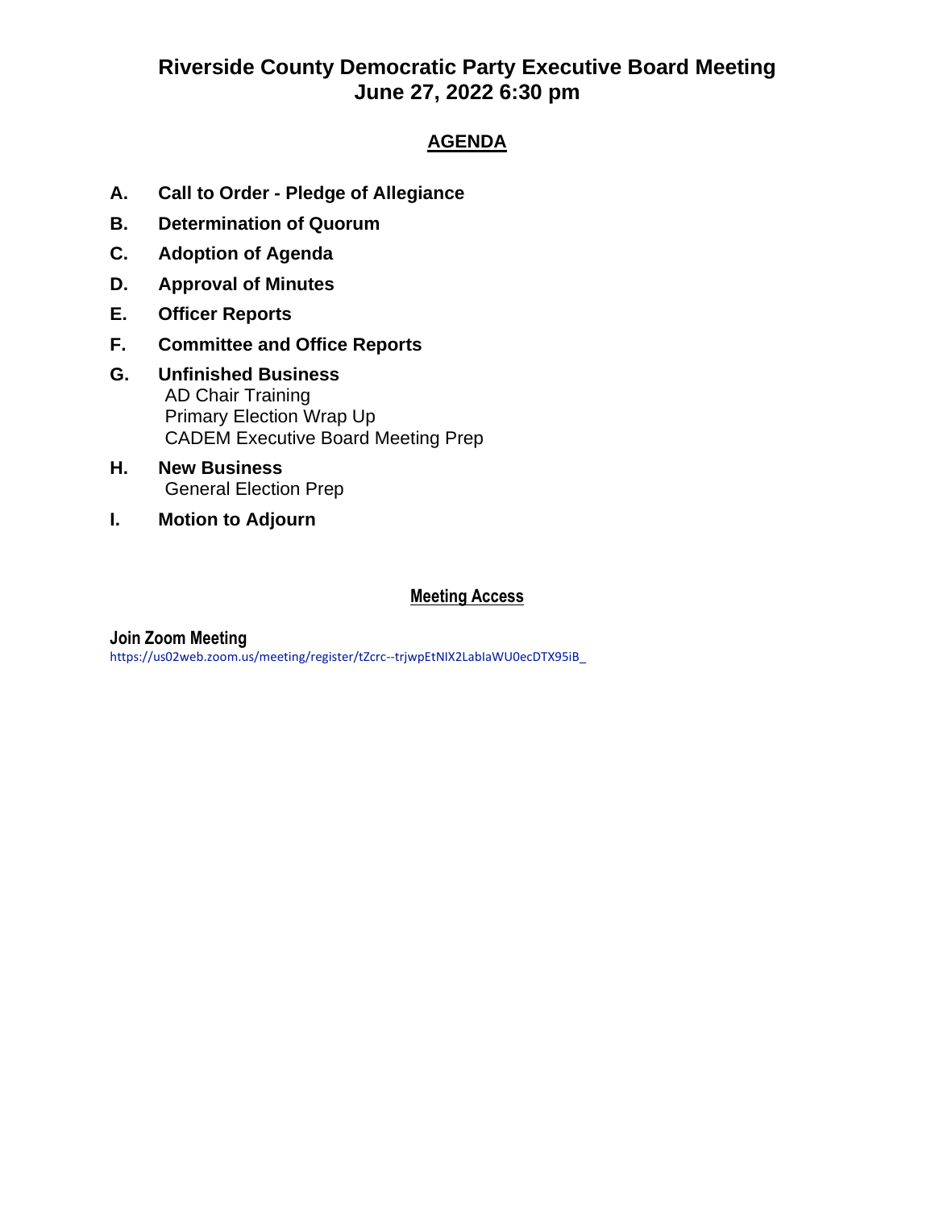# Riverside County Democratic Party Executive Board Meeting
# June 27, 2022 6:30 pm

## AGENDA

**A. Call to Order - Pledge of Allegiance**

**B. Determination of Quorum**

**C. Adoption of Agenda**

**D. Approval of Minutes**

**E. Officer Reports**

**F. Committee and Office Reports**

**G. Unfinished Business**
- AD Chair Training
- Primary Election Wrap Up
- CADEM Executive Board Meeting Prep

**H. New Business**
- General Election Prep

**I. Motion to Adjourn**

## Meeting Access

**Join Zoom Meeting**

https://us02web.zoom.us/meeting/register/tZcrc--trjwpEtNIX2LabIaWU0ecDTX95iB_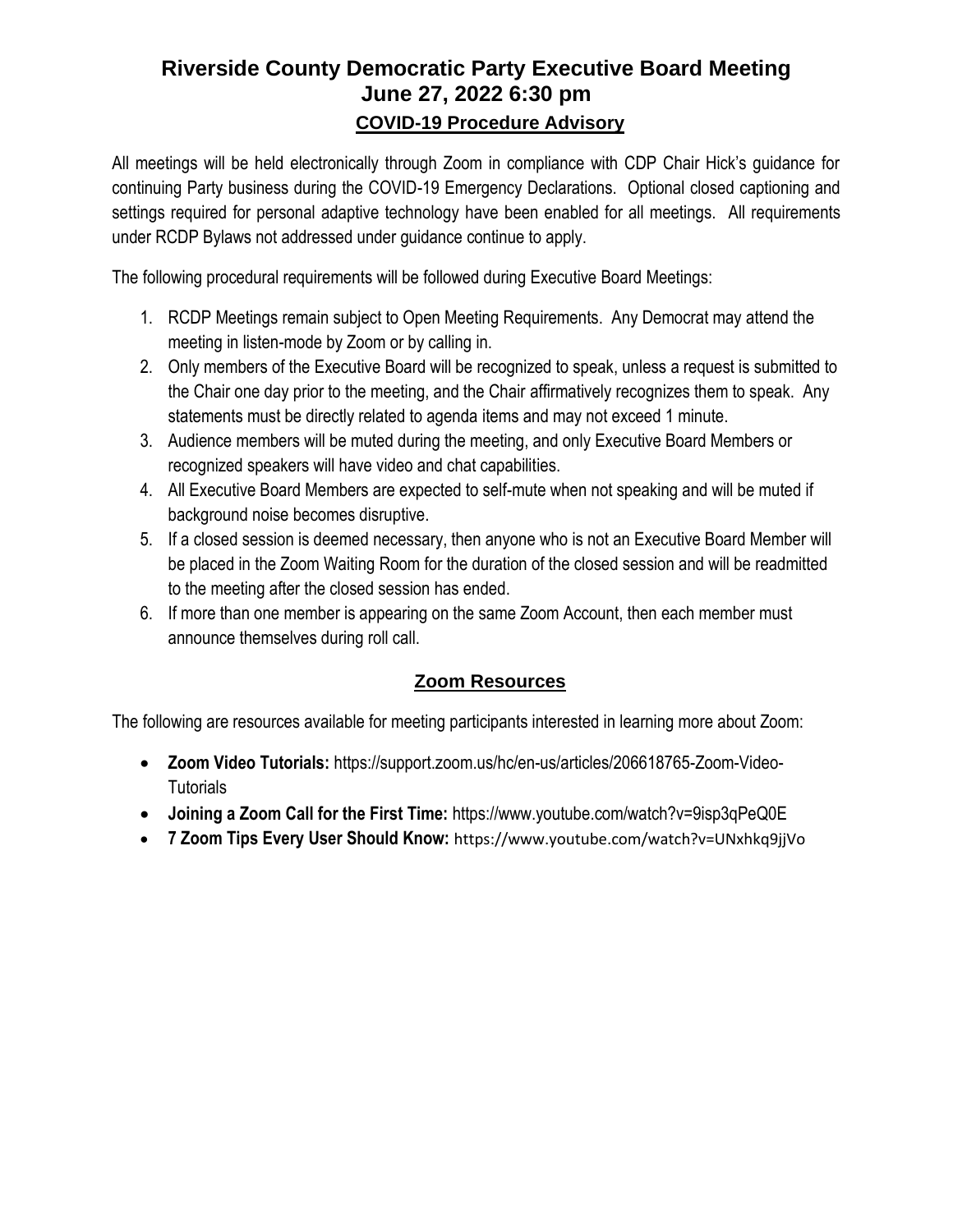# Riverside County Democratic Party Executive Board Meeting
# June 27, 2022 6:30 pm

## COVID-19 Procedure Advisory

All meetings will be held electronically through Zoom in compliance with CDP Chair Hick's guidance for continuing Party business during the COVID-19 Emergency Declarations. Optional closed captioning and settings required for personal adaptive technology have been enabled for all meetings. All requirements under RCDP Bylaws not addressed under guidance continue to apply.

The following procedural requirements will be followed during Executive Board Meetings:

1. RCDP Meetings remain subject to Open Meeting Requirements. Any Democrat may attend the meeting in listen-mode by Zoom or by calling in.
2. Only members of the Executive Board will be recognized to speak, unless a request is submitted to the Chair one day prior to the meeting, and the Chair affirmatively recognizes them to speak. Any statements must be directly related to agenda items and may not exceed 1 minute.
3. Audience members will be muted during the meeting, and only Executive Board Members or recognized speakers will have video and chat capabilities.
4. All Executive Board Members are expected to self-mute when not speaking and will be muted if background noise becomes disruptive.
5. If a closed session is deemed necessary, then anyone who is not an Executive Board Member will be placed in the Zoom Waiting Room for the duration of the closed session and will be readmitted to the meeting after the closed session has ended.
6. If more than one member is appearing on the same Zoom Account, then each member must announce themselves during roll call.

## Zoom Resources

The following are resources available for meeting participants interested in learning more about Zoom:

- **Zoom Video Tutorials:** https://support.zoom.us/hc/en-us/articles/206618765-Zoom-Video-Tutorials
- **Joining a Zoom Call for the First Time:** https://www.youtube.com/watch?v=9isp3qPeQ0E
- **7 Zoom Tips Every User Should Know:** https://www.youtube.com/watch?v=UNxhkq9jjVo